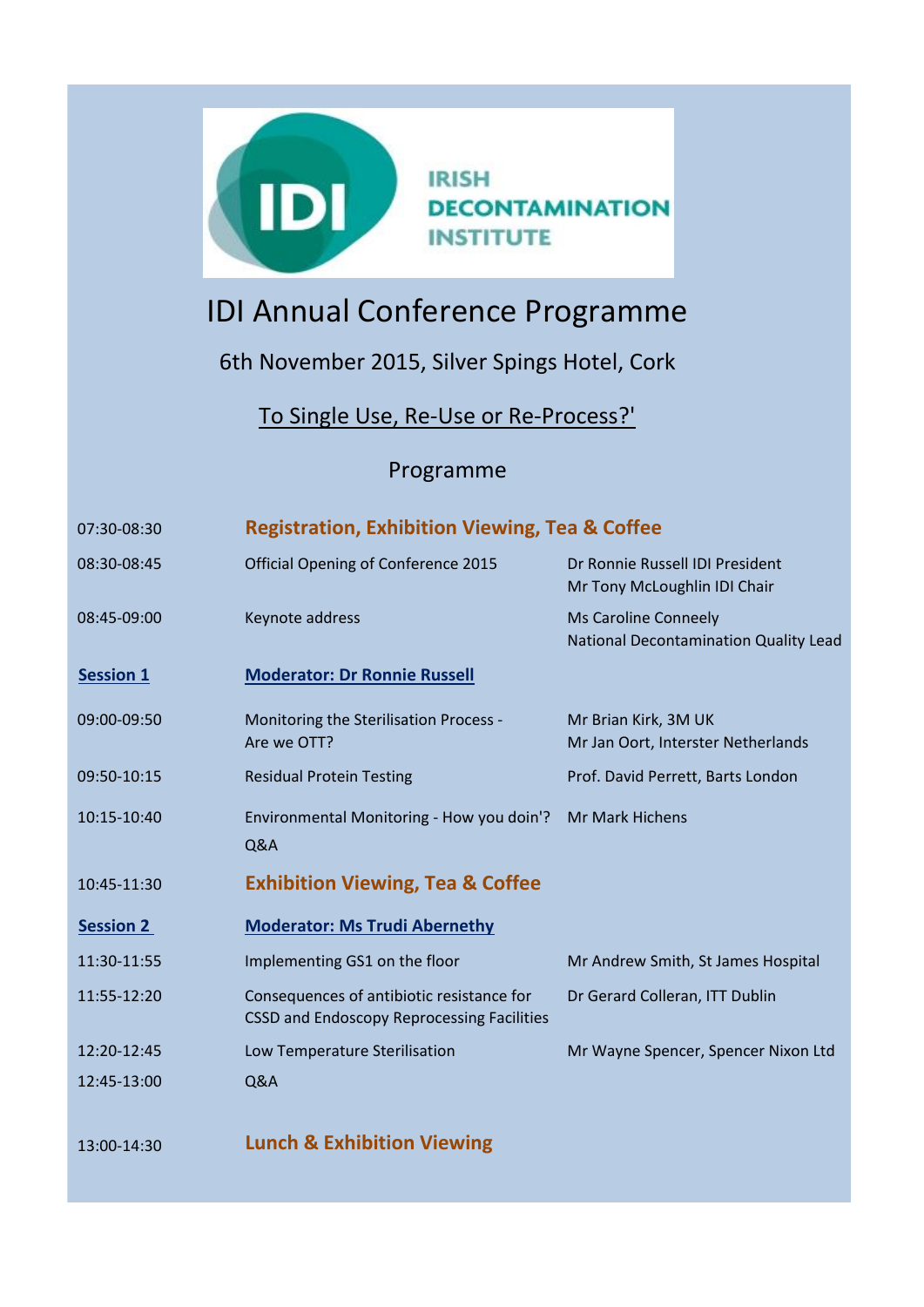IRISH DECONTAMINATION INSTITUTE

# IDI Annual Conference Programme

6th November 2015, Silver Spings Hotel, Cork

To Single Use, Re-Use or Re-Process?'

## Programme

| | | |
|---|---|---|
| 07:30-08:30 | **Registration, Exhibition Viewing, Tea & Coffee** | |
| 08:30-08:45 | Official Opening of Conference 2015 | Dr Ronnie Russell IDI President<br>Mr Tony McLoughlin IDI Chair |
| 08:45-09:00 | Keynote address | Ms Caroline Conneely<br>National Decontamination Quality Lead |
| **Session 1** | **Moderator: Dr Ronnie Russell** | |
| 09:00-09:50 | Monitoring the Sterilisation Process - Are we OTT? | Mr Brian Kirk, 3M UK<br>Mr Jan Oort, Interster Netherlands |
| 09:50-10:15 | Residual Protein Testing | Prof. David Perrett, Barts London |
| 10:15-10:40 | Environmental Monitoring - How you doin'?<br>Q&A | Mr Mark Hichens |
| 10:45-11:30 | **Exhibition Viewing, Tea & Coffee** | |
| **Session 2** | **Moderator: Ms Trudi Abernethy** | |
| 11:30-11:55 | Implementing GS1 on the floor | Mr Andrew Smith, St James Hospital |
| 11:55-12:20 | Consequences of antibiotic resistance for CSSD and Endoscopy Reprocessing Facilities | Dr Gerard Colleran, ITT Dublin |
| 12:20-12:45 | Low Temperature Sterilisation | Mr Wayne Spencer, Spencer Nixon Ltd |
| 12:45-13:00 | Q&A | |
| 13:00-14:30 | **Lunch & Exhibition Viewing** | |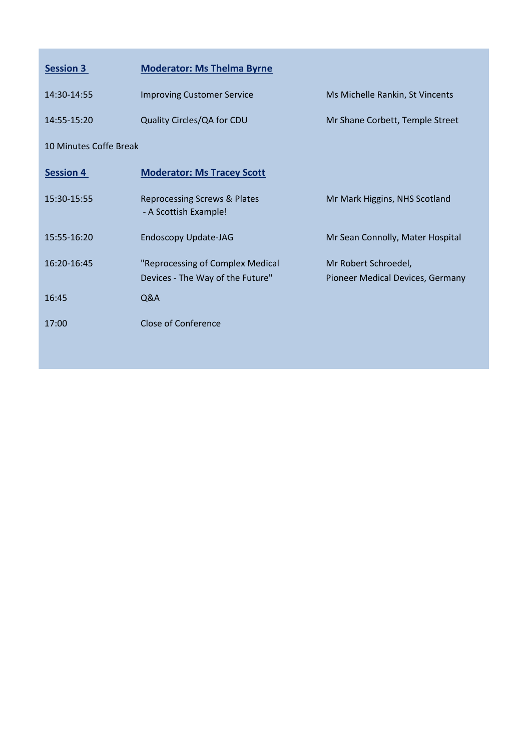| | | |
|---|---|---|
| **Session 3** | **Moderator: Ms Thelma Byrne** | |
| 14:30-14:55 | Improving Customer Service | Ms Michelle Rankin, St Vincents |
| 14:55-15:20 | Quality Circles/QA for CDU | Mr Shane Corbett, Temple Street |
| 10 Minutes Coffe Break | | |
| **Session 4** | **Moderator: Ms Tracey Scott** | |
| 15:30-15:55 | Reprocessing Screws & Plates - A Scottish Example! | Mr Mark Higgins, NHS Scotland |
| 15:55-16:20 | Endoscopy Update-JAG | Mr Sean Connolly, Mater Hospital |
| 16:20-16:45 | "Reprocessing of Complex Medical Devices - The Way of the Future" | Mr Robert Schroedel, Pioneer Medical Devices, Germany |
| 16:45 | Q&A | |
| 17:00 | Close of Conference | |